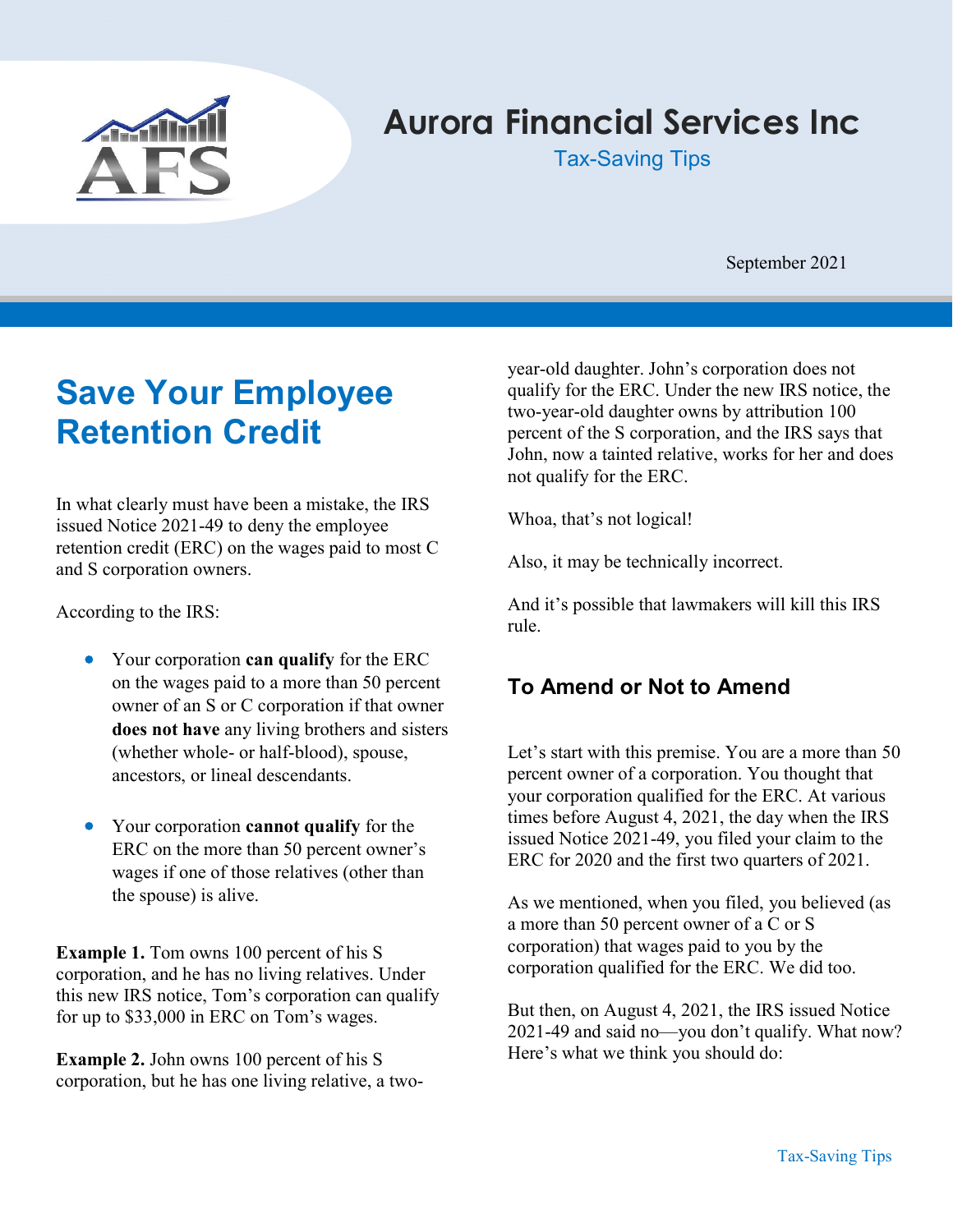# Aurora Financial Services Inc

Tax-Saving Tips

September 2021

## Save Your Employee Retention Credit

In what clearly must have been a mistake, the IRS issued Notice 2021-49 to deny the employee retention credit (ERC) on the wages paid to most C and S corporation owners.

According to the IRS:

- Your corporation **can qualify** for the ERC on the wages paid to a more than 50 percent owner of an S or C corporation if that owner **does not have** any living brothers and sisters (whether whole- or half-blood), spouse, ancestors, or lineal descendants.
- Your corporation **cannot qualify** for the ERC on the more than 50 percent owner's wages if one of those relatives (other than the spouse) is alive.

**Example 1.** Tom owns 100 percent of his S corporation, and he has no living relatives. Under this new IRS notice, Tom's corporation can qualify for up to $33,000 in ERC on Tom's wages.

**Example 2.** John owns 100 percent of his S corporation, but he has one living relative, a two-year-old daughter. John's corporation does not qualify for the ERC. Under the new IRS notice, the two-year-old daughter owns by attribution 100 percent of the S corporation, and the IRS says that John, now a tainted relative, works for her and does not qualify for the ERC.

Whoa, that's not logical!

Also, it may be technically incorrect.

And it's possible that lawmakers will kill this IRS rule.

### To Amend or Not to Amend

Let's start with this premise. You are a more than 50 percent owner of a corporation. You thought that your corporation qualified for the ERC. At various times before August 4, 2021, the day when the IRS issued Notice 2021-49, you filed your claim to the ERC for 2020 and the first two quarters of 2021.

As we mentioned, when you filed, you believed (as a more than 50 percent owner of a C or S corporation) that wages paid to you by the corporation qualified for the ERC. We did too.

But then, on August 4, 2021, the IRS issued Notice 2021-49 and said no—you don't qualify. What now? Here's what we think you should do: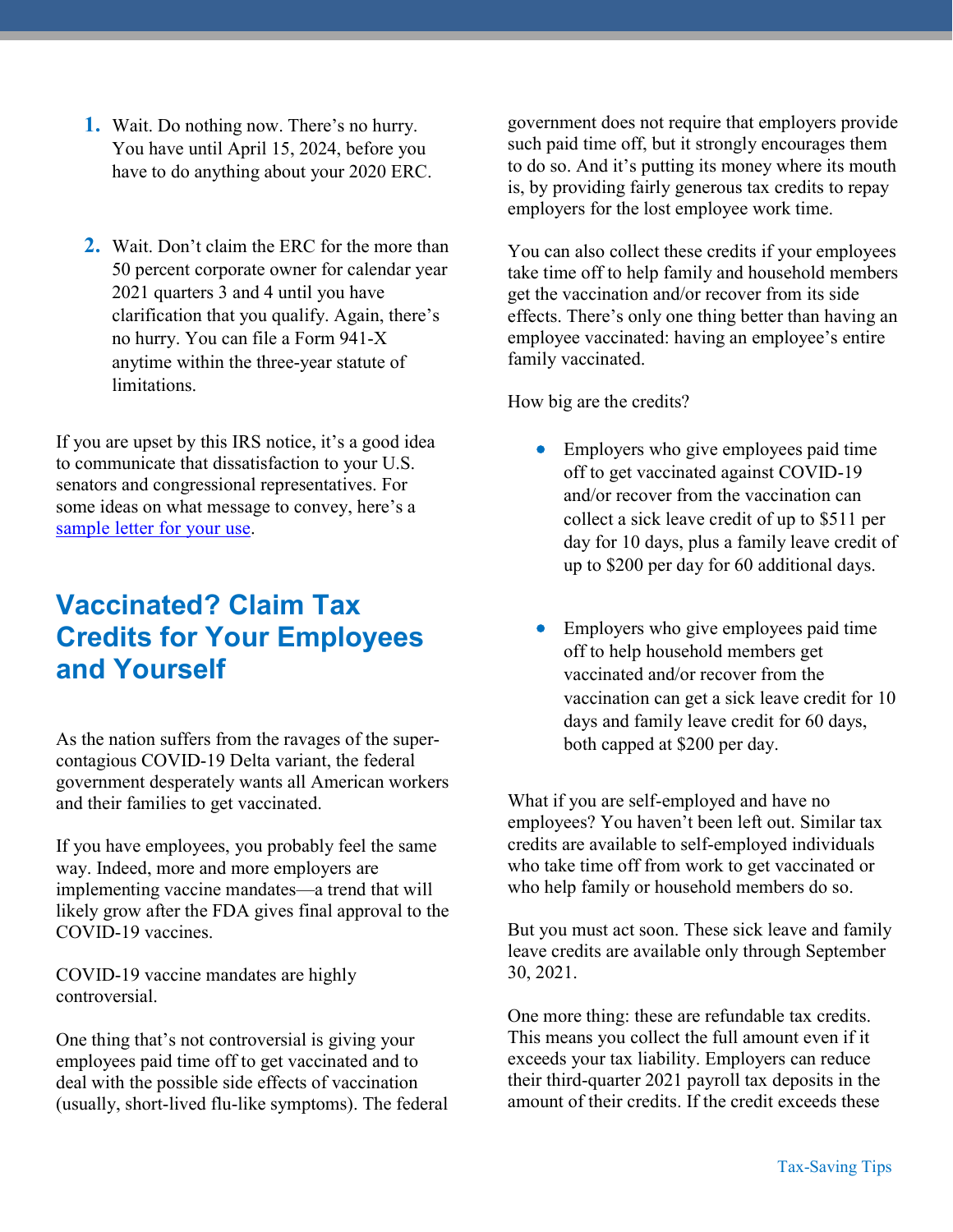1. Wait. Do nothing now. There's no hurry. You have until April 15, 2024, before you have to do anything about your 2020 ERC.

2. Wait. Don't claim the ERC for the more than 50 percent corporate owner for calendar year 2021 quarters 3 and 4 until you have clarification that you qualify. Again, there's no hurry. You can file a Form 941-X anytime within the three-year statute of limitations.

If you are upset by this IRS notice, it's a good idea to communicate that dissatisfaction to your U.S. senators and congressional representatives. For some ideas on what message to convey, here's a [sample letter for your use](#).

## Vaccinated? Claim Tax Credits for Your Employees and Yourself

As the nation suffers from the ravages of the super-contagious COVID-19 Delta variant, the federal government desperately wants all American workers and their families to get vaccinated.

If you have employees, you probably feel the same way. Indeed, more and more employers are implementing vaccine mandates—a trend that will likely grow after the FDA gives final approval to the COVID-19 vaccines.

COVID-19 vaccine mandates are highly controversial.

One thing that's not controversial is giving your employees paid time off to get vaccinated and to deal with the possible side effects of vaccination (usually, short-lived flu-like symptoms). The federal government does not require that employers provide such paid time off, but it strongly encourages them to do so. And it's putting its money where its mouth is, by providing fairly generous tax credits to repay employers for the lost employee work time.

You can also collect these credits if your employees take time off to help family and household members get the vaccination and/or recover from its side effects. There's only one thing better than having an employee vaccinated: having an employee's entire family vaccinated.

How big are the credits?

- Employers who give employees paid time off to get vaccinated against COVID-19 and/or recover from the vaccination can collect a sick leave credit of up to $511 per day for 10 days, plus a family leave credit of up to $200 per day for 60 additional days.

- Employers who give employees paid time off to help household members get vaccinated and/or recover from the vaccination can get a sick leave credit for 10 days and family leave credit for 60 days, both capped at $200 per day.

What if you are self-employed and have no employees? You haven't been left out. Similar tax credits are available to self-employed individuals who take time off from work to get vaccinated or who help family or household members do so.

But you must act soon. These sick leave and family leave credits are available only through September 30, 2021.

One more thing: these are refundable tax credits. This means you collect the full amount even if it exceeds your tax liability. Employers can reduce their third-quarter 2021 payroll tax deposits in the amount of their credits. If the credit exceeds these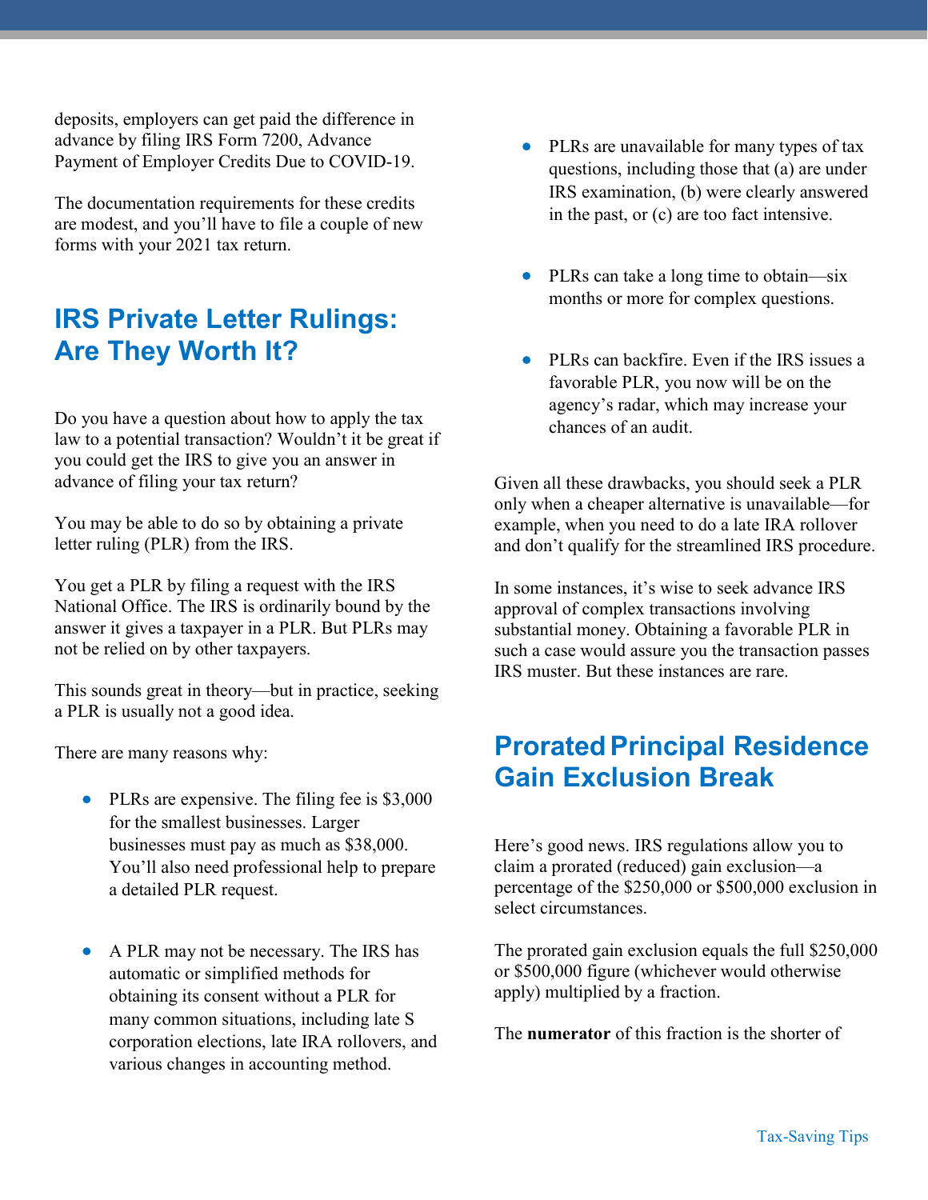deposits, employers can get paid the difference in advance by filing IRS Form 7200, Advance Payment of Employer Credits Due to COVID-19.

The documentation requirements for these credits are modest, and you'll have to file a couple of new forms with your 2021 tax return.

## IRS Private Letter Rulings: Are They Worth It?

Do you have a question about how to apply the tax law to a potential transaction? Wouldn't it be great if you could get the IRS to give you an answer in advance of filing your tax return?

You may be able to do so by obtaining a private letter ruling (PLR) from the IRS.

You get a PLR by filing a request with the IRS National Office. The IRS is ordinarily bound by the answer it gives a taxpayer in a PLR. But PLRs may not be relied on by other taxpayers.

This sounds great in theory—but in practice, seeking a PLR is usually not a good idea.

There are many reasons why:

- PLRs are expensive. The filing fee is $3,000 for the smallest businesses. Larger businesses must pay as much as $38,000. You'll also need professional help to prepare a detailed PLR request.

- A PLR may not be necessary. The IRS has automatic or simplified methods for obtaining its consent without a PLR for many common situations, including late S corporation elections, late IRA rollovers, and various changes in accounting method.

- PLRs are unavailable for many types of tax questions, including those that (a) are under IRS examination, (b) were clearly answered in the past, or (c) are too fact intensive.

- PLRs can take a long time to obtain—six months or more for complex questions.

- PLRs can backfire. Even if the IRS issues a favorable PLR, you now will be on the agency's radar, which may increase your chances of an audit.

Given all these drawbacks, you should seek a PLR only when a cheaper alternative is unavailable—for example, when you need to do a late IRA rollover and don't qualify for the streamlined IRS procedure.

In some instances, it's wise to seek advance IRS approval of complex transactions involving substantial money. Obtaining a favorable PLR in such a case would assure you the transaction passes IRS muster. But these instances are rare.

## Prorated Principal Residence Gain Exclusion Break

Here's good news. IRS regulations allow you to claim a prorated (reduced) gain exclusion—a percentage of the $250,000 or $500,000 exclusion in select circumstances.

The prorated gain exclusion equals the full $250,000 or $500,000 figure (whichever would otherwise apply) multiplied by a fraction.

The **numerator** of this fraction is the shorter of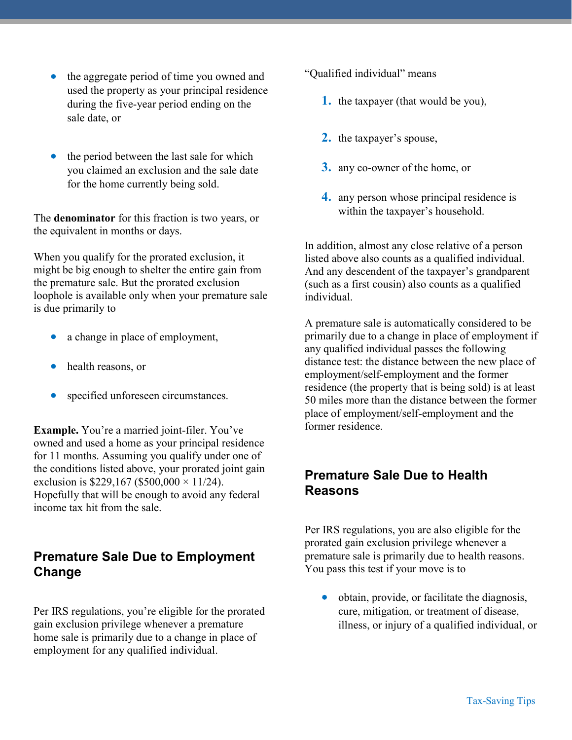- the aggregate period of time you owned and used the property as your principal residence during the five-year period ending on the sale date, or

- the period between the last sale for which you claimed an exclusion and the sale date for the home currently being sold.

The **denominator** for this fraction is two years, or the equivalent in months or days.

When you qualify for the prorated exclusion, it might be big enough to shelter the entire gain from the premature sale. But the prorated exclusion loophole is available only when your premature sale is due primarily to

- a change in place of employment,
- health reasons, or
- specified unforeseen circumstances.

**Example.** You're a married joint-filer. You've owned and used a home as your principal residence for 11 months. Assuming you qualify under one of the conditions listed above, your prorated joint gain exclusion is $229,167 ($500,000 × 11/24). Hopefully that will be enough to avoid any federal income tax hit from the sale.

## Premature Sale Due to Employment Change

Per IRS regulations, you're eligible for the prorated gain exclusion privilege whenever a premature home sale is primarily due to a change in place of employment for any qualified individual.

"Qualified individual" means

1. the taxpayer (that would be you),
2. the taxpayer's spouse,
3. any co-owner of the home, or
4. any person whose principal residence is within the taxpayer's household.

In addition, almost any close relative of a person listed above also counts as a qualified individual. And any descendent of the taxpayer's grandparent (such as a first cousin) also counts as a qualified individual.

A premature sale is automatically considered to be primarily due to a change in place of employment if any qualified individual passes the following distance test: the distance between the new place of employment/self-employment and the former residence (the property that is being sold) is at least 50 miles more than the distance between the former place of employment/self-employment and the former residence.

## Premature Sale Due to Health Reasons

Per IRS regulations, you are also eligible for the prorated gain exclusion privilege whenever a premature sale is primarily due to health reasons. You pass this test if your move is to

- obtain, provide, or facilitate the diagnosis, cure, mitigation, or treatment of disease, illness, or injury of a qualified individual, or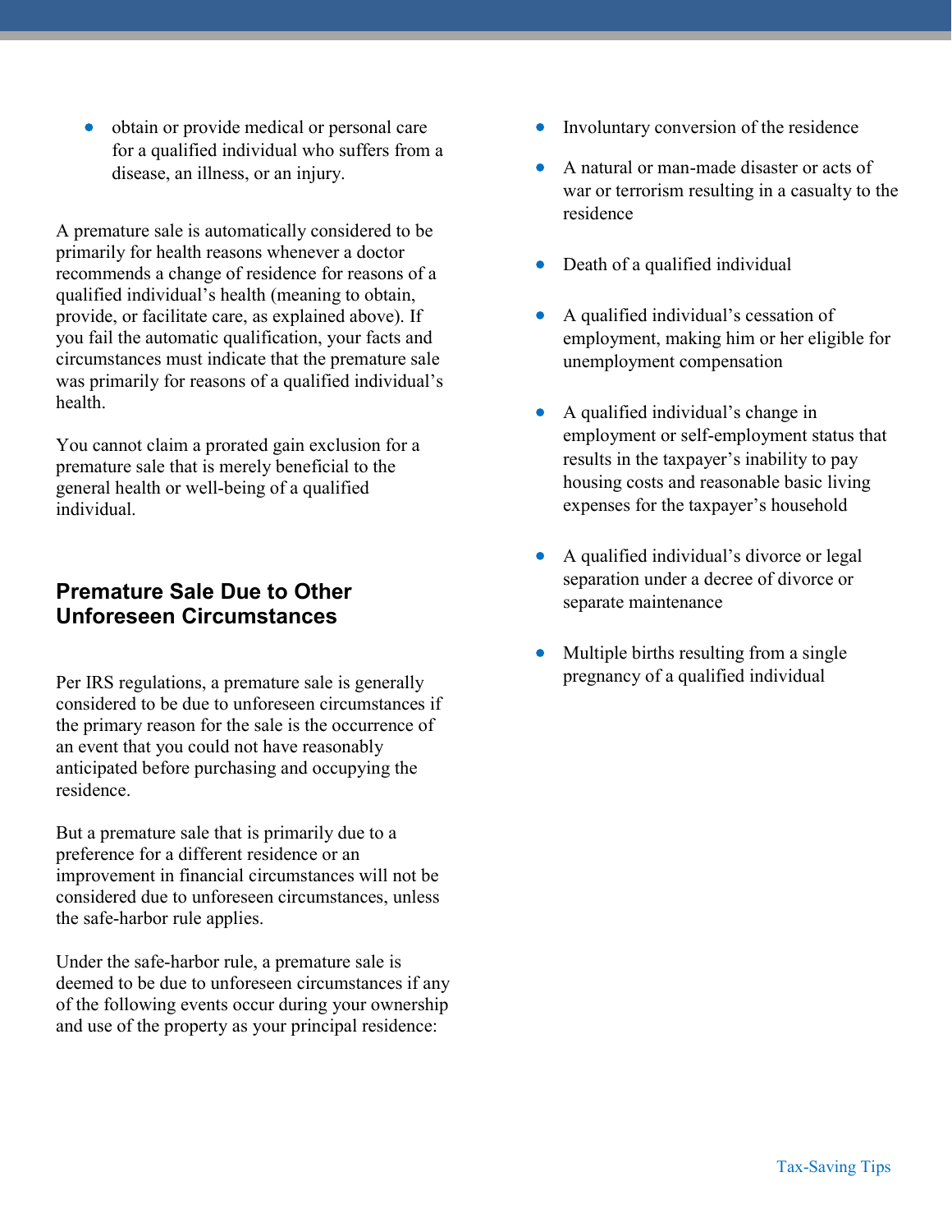- obtain or provide medical or personal care for a qualified individual who suffers from a disease, an illness, or an injury.

A premature sale is automatically considered to be primarily for health reasons whenever a doctor recommends a change of residence for reasons of a qualified individual's health (meaning to obtain, provide, or facilitate care, as explained above). If you fail the automatic qualification, your facts and circumstances must indicate that the premature sale was primarily for reasons of a qualified individual's health.

You cannot claim a prorated gain exclusion for a premature sale that is merely beneficial to the general health or well-being of a qualified individual.

## Premature Sale Due to Other Unforeseen Circumstances

Per IRS regulations, a premature sale is generally considered to be due to unforeseen circumstances if the primary reason for the sale is the occurrence of an event that you could not have reasonably anticipated before purchasing and occupying the residence.

But a premature sale that is primarily due to a preference for a different residence or an improvement in financial circumstances will not be considered due to unforeseen circumstances, unless the safe-harbor rule applies.

Under the safe-harbor rule, a premature sale is deemed to be due to unforeseen circumstances if any of the following events occur during your ownership and use of the property as your principal residence:

- Involuntary conversion of the residence
- A natural or man-made disaster or acts of war or terrorism resulting in a casualty to the residence
- Death of a qualified individual
- A qualified individual's cessation of employment, making him or her eligible for unemployment compensation
- A qualified individual's change in employment or self-employment status that results in the taxpayer's inability to pay housing costs and reasonable basic living expenses for the taxpayer's household
- A qualified individual's divorce or legal separation under a decree of divorce or separate maintenance
- Multiple births resulting from a single pregnancy of a qualified individual